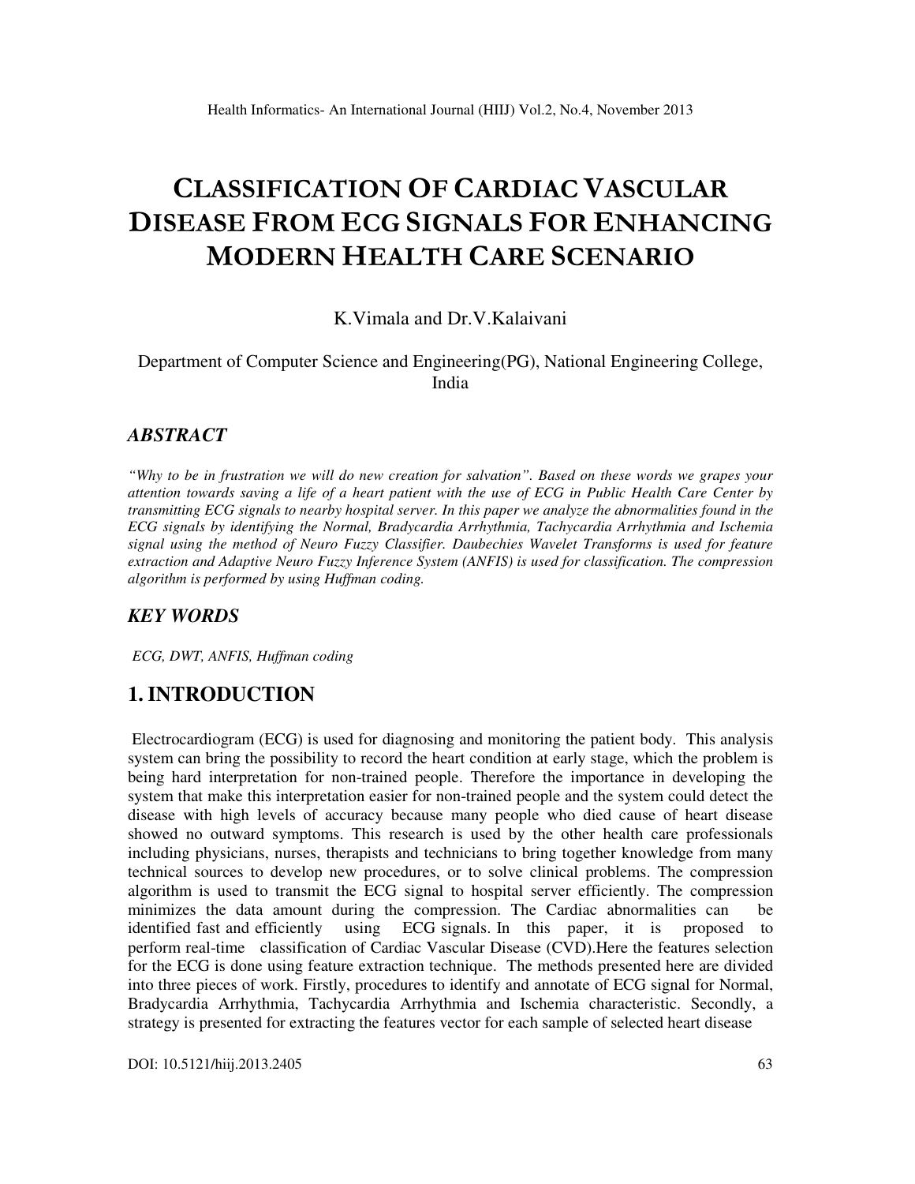# CLASSIFICATION OF CARDIAC VASCULAR DISEASE FROM ECG SIGNALS FOR ENHANCING MODERN HEALTH CARE SCENARIO

K.Vimala and Dr.V.Kalaivani

Department of Computer Science and Engineering(PG), National Engineering College, India

## *ABSTRACT*

*"Why to be in frustration we will do new creation for salvation". Based on these words we grapes your attention towards saving a life of a heart patient with the use of ECG in Public Health Care Center by transmitting ECG signals to nearby hospital server. In this paper we analyze the abnormalities found in the ECG signals by identifying the Normal, Bradycardia Arrhythmia, Tachycardia Arrhythmia and Ischemia signal using the method of Neuro Fuzzy Classifier. Daubechies Wavelet Transforms is used for feature extraction and Adaptive Neuro Fuzzy Inference System (ANFIS) is used for classification. The compression algorithm is performed by using Huffman coding.*

## *KEY WORDS*

*ECG, DWT, ANFIS, Huffman coding*

## 1. INTRODUCTION

Electrocardiogram (ECG) is used for diagnosing and monitoring the patient body. This analysis system can bring the possibility to record the heart condition at early stage, which the problem is being hard interpretation for non-trained people. Therefore the importance in developing the system that make this interpretation easier for non-trained people and the system could detect the disease with high levels of accuracy because many people who died cause of heart disease showed no outward symptoms. This research is used by the other health care professionals including physicians, nurses, therapists and technicians to bring together knowledge from many technical sources to develop new procedures, or to solve clinical problems. The compression algorithm is used to transmit the ECG signal to hospital server efficiently. The compression minimizes the data amount during the compression. The Cardiac abnormalities can be identified fast and efficiently using ECG signals. In this paper, it is proposed to perform real-time classification of Cardiac Vascular Disease (CVD).Here the features selection for the ECG is done using feature extraction technique. The methods presented here are divided into three pieces of work. Firstly, procedures to identify and annotate of ECG signal for Normal, Bradycardia Arrhythmia, Tachycardia Arrhythmia and Ischemia characteristic. Secondly, a strategy is presented for extracting the features vector for each sample of selected heart disease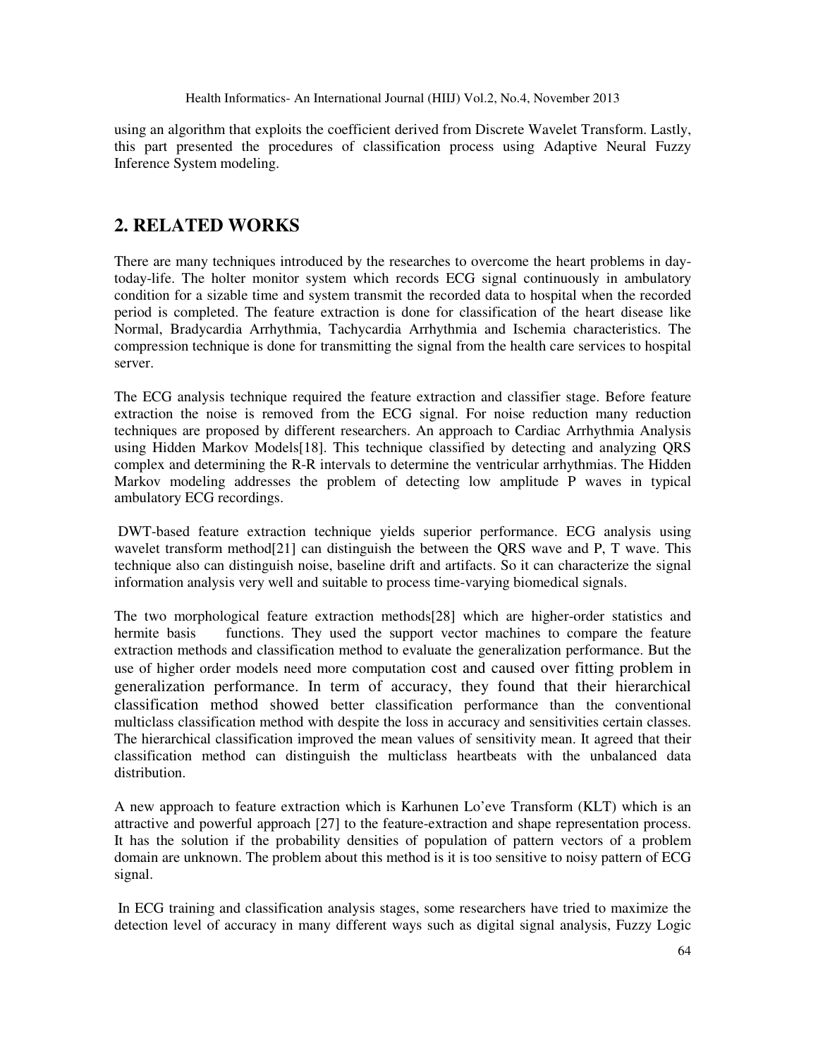using an algorithm that exploits the coefficient derived from Discrete Wavelet Transform. Lastly, this part presented the procedures of classification process using Adaptive Neural Fuzzy Inference System modeling.

## 2. RELATED WORKS

There are many techniques introduced by the researches to overcome the heart problems in day-today-life. The holter monitor system which records ECG signal continuously in ambulatory condition for a sizable time and system transmit the recorded data to hospital when the recorded period is completed. The feature extraction is done for classification of the heart disease like Normal, Bradycardia Arrhythmia, Tachycardia Arrhythmia and Ischemia characteristics. The compression technique is done for transmitting the signal from the health care services to hospital server.

The ECG analysis technique required the feature extraction and classifier stage. Before feature extraction the noise is removed from the ECG signal. For noise reduction many reduction techniques are proposed by different researchers. An approach to Cardiac Arrhythmia Analysis using Hidden Markov Models[18]. This technique classified by detecting and analyzing QRS complex and determining the R-R intervals to determine the ventricular arrhythmias. The Hidden Markov modeling addresses the problem of detecting low amplitude P waves in typical ambulatory ECG recordings.

DWT-based feature extraction technique yields superior performance. ECG analysis using wavelet transform method[21] can distinguish the between the QRS wave and P, T wave. This technique also can distinguish noise, baseline drift and artifacts. So it can characterize the signal information analysis very well and suitable to process time-varying biomedical signals.

The two morphological feature extraction methods[28] which are higher-order statistics and hermite basis functions. They used the support vector machines to compare the feature extraction methods and classification method to evaluate the generalization performance. But the use of higher order models need more computation cost and caused over fitting problem in generalization performance. In term of accuracy, they found that their hierarchical classification method showed better classification performance than the conventional multiclass classification method with despite the loss in accuracy and sensitivities certain classes. The hierarchical classification improved the mean values of sensitivity mean. It agreed that their classification method can distinguish the multiclass heartbeats with the unbalanced data distribution.

A new approach to feature extraction which is Karhunen Lo'eve Transform (KLT) which is an attractive and powerful approach [27] to the feature-extraction and shape representation process. It has the solution if the probability densities of population of pattern vectors of a problem domain are unknown. The problem about this method is it is too sensitive to noisy pattern of ECG signal.

In ECG training and classification analysis stages, some researchers have tried to maximize the detection level of accuracy in many different ways such as digital signal analysis, Fuzzy Logic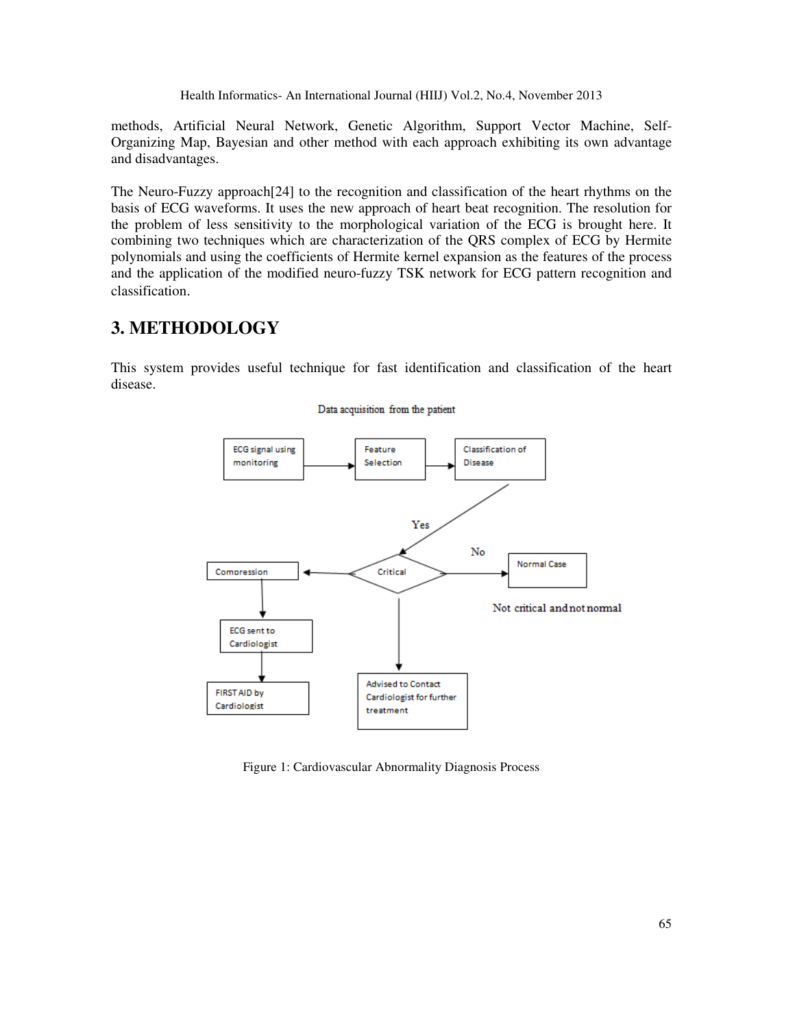methods, Artificial Neural Network, Genetic Algorithm, Support Vector Machine, Self-Organizing Map, Bayesian and other method with each approach exhibiting its own advantage and disadvantages.

The Neuro-Fuzzy approach[24] to the recognition and classification of the heart rhythms on the basis of ECG waveforms. It uses the new approach of heart beat recognition. The resolution for the problem of less sensitivity to the morphological variation of the ECG is brought here. It combining two techniques which are characterization of the QRS complex of ECG by Hermite polynomials and using the coefficients of Hermite kernel expansion as the features of the process and the application of the modified neuro-fuzzy TSK network for ECG pattern recognition and classification.

# 3. METHODOLOGY

This system provides useful technique for fast identification and classification of the heart disease.

Figure 1: Cardiovascular Abnormality Diagnosis Process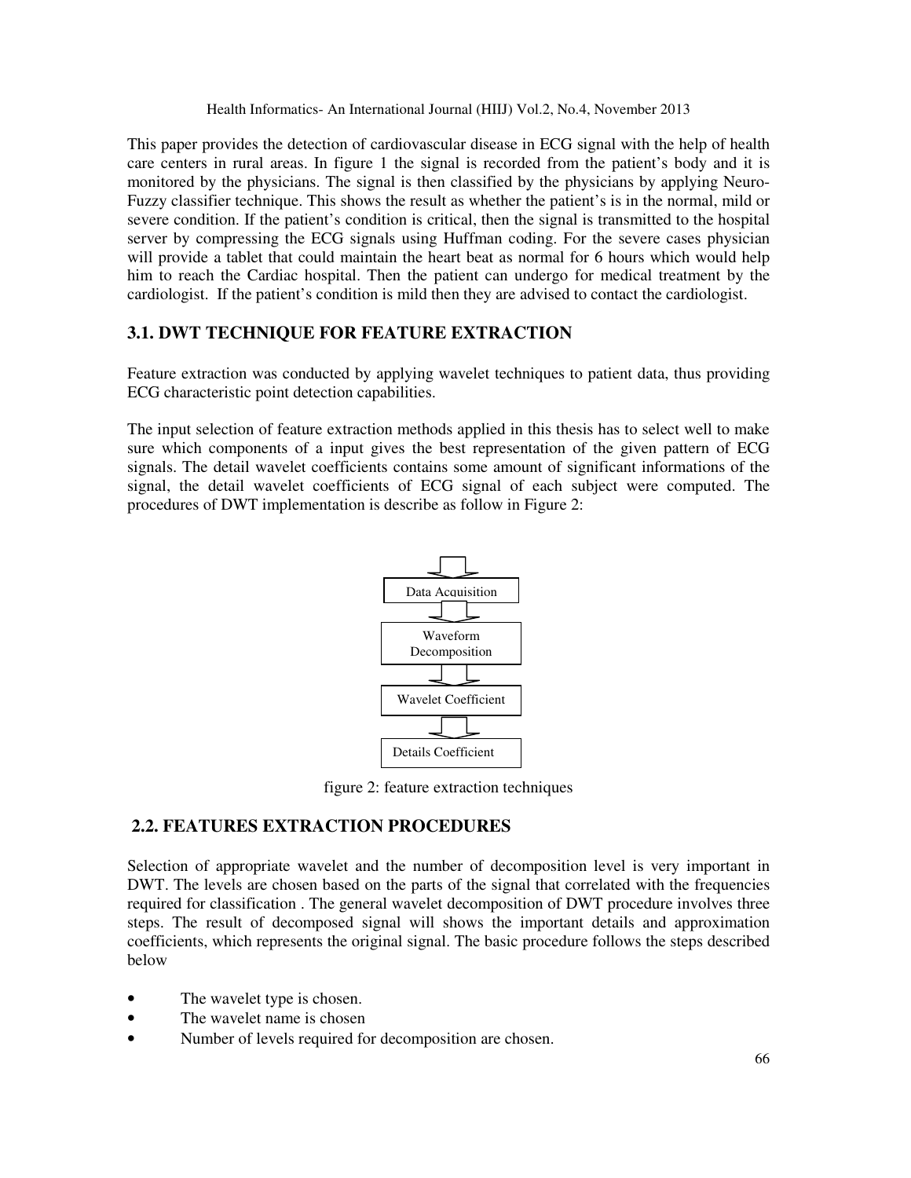This paper provides the detection of cardiovascular disease in ECG signal with the help of health care centers in rural areas. In figure 1 the signal is recorded from the patient's body and it is monitored by the physicians. The signal is then classified by the physicians by applying Neuro-Fuzzy classifier technique. This shows the result as whether the patient's is in the normal, mild or severe condition. If the patient's condition is critical, then the signal is transmitted to the hospital server by compressing the ECG signals using Huffman coding. For the severe cases physician will provide a tablet that could maintain the heart beat as normal for 6 hours which would help him to reach the Cardiac hospital. Then the patient can undergo for medical treatment by the cardiologist. If the patient's condition is mild then they are advised to contact the cardiologist.

## 3.1. DWT TECHNIQUE FOR FEATURE EXTRACTION

Feature extraction was conducted by applying wavelet techniques to patient data, thus providing ECG characteristic point detection capabilities.

The input selection of feature extraction methods applied in this thesis has to select well to make sure which components of a input gives the best representation of the given pattern of ECG signals. The detail wavelet coefficients contains some amount of significant informations of the signal, the detail wavelet coefficients of ECG signal of each subject were computed. The procedures of DWT implementation is describe as follow in Figure 2:

Data Acquisition

Waveform Decomposition

Wavelet Coefficient

Details Coefficient

figure 2: feature extraction techniques

## 2.2. FEATURES EXTRACTION PROCEDURES

Selection of appropriate wavelet and the number of decomposition level is very important in DWT. The levels are chosen based on the parts of the signal that correlated with the frequencies required for classification . The general wavelet decomposition of DWT procedure involves three steps. The result of decomposed signal will shows the important details and approximation coefficients, which represents the original signal. The basic procedure follows the steps described below

- The wavelet type is chosen.
- The wavelet name is chosen
- Number of levels required for decomposition are chosen.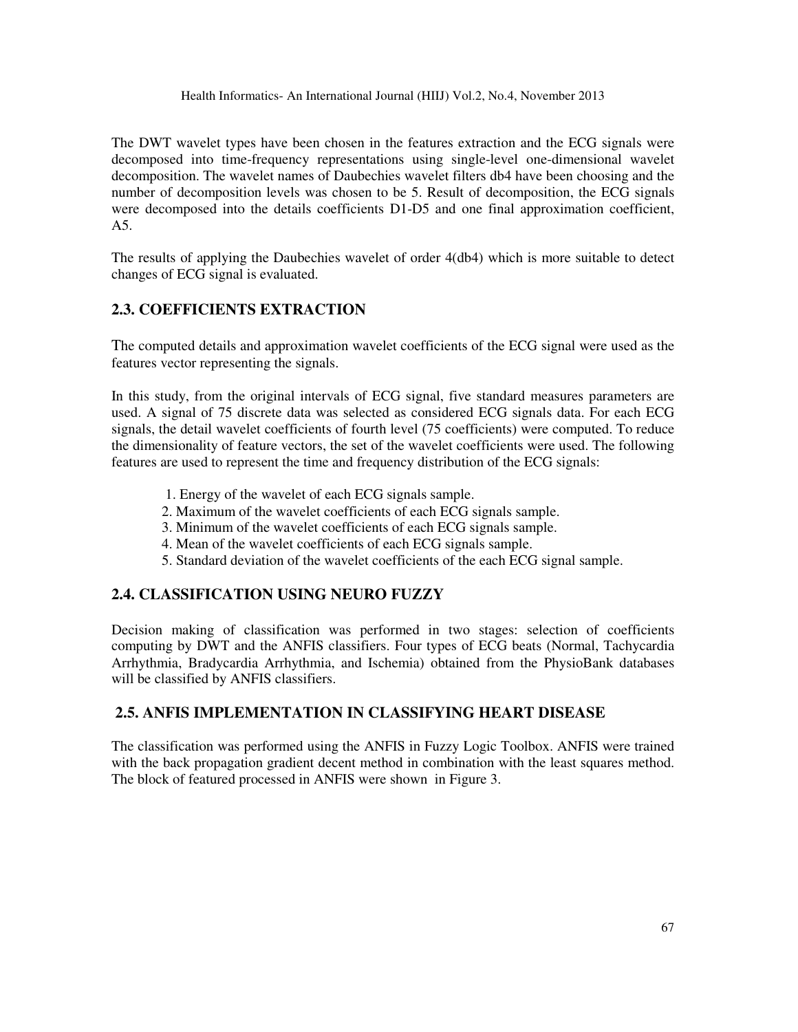The DWT wavelet types have been chosen in the features extraction and the ECG signals were decomposed into time-frequency representations using single-level one-dimensional wavelet decomposition. The wavelet names of Daubechies wavelet filters db4 have been choosing and the number of decomposition levels was chosen to be 5. Result of decomposition, the ECG signals were decomposed into the details coefficients D1-D5 and one final approximation coefficient, A5.

The results of applying the Daubechies wavelet of order 4(db4) which is more suitable to detect changes of ECG signal is evaluated.

## 2.3. COEFFICIENTS EXTRACTION

The computed details and approximation wavelet coefficients of the ECG signal were used as the features vector representing the signals.

In this study, from the original intervals of ECG signal, five standard measures parameters are used. A signal of 75 discrete data was selected as considered ECG signals data. For each ECG signals, the detail wavelet coefficients of fourth level (75 coefficients) were computed. To reduce the dimensionality of feature vectors, the set of the wavelet coefficients were used. The following features are used to represent the time and frequency distribution of the ECG signals:

1. Energy of the wavelet of each ECG signals sample.
2. Maximum of the wavelet coefficients of each ECG signals sample.
3. Minimum of the wavelet coefficients of each ECG signals sample.
4. Mean of the wavelet coefficients of each ECG signals sample.
5. Standard deviation of the wavelet coefficients of the each ECG signal sample.

## 2.4. CLASSIFICATION USING NEURO FUZZY

Decision making of classification was performed in two stages: selection of coefficients computing by DWT and the ANFIS classifiers. Four types of ECG beats (Normal, Tachycardia Arrhythmia, Bradycardia Arrhythmia, and Ischemia) obtained from the PhysioBank databases will be classified by ANFIS classifiers.

## 2.5. ANFIS IMPLEMENTATION IN CLASSIFYING HEART DISEASE

The classification was performed using the ANFIS in Fuzzy Logic Toolbox. ANFIS were trained with the back propagation gradient decent method in combination with the least squares method. The block of featured processed in ANFIS were shown in Figure 3.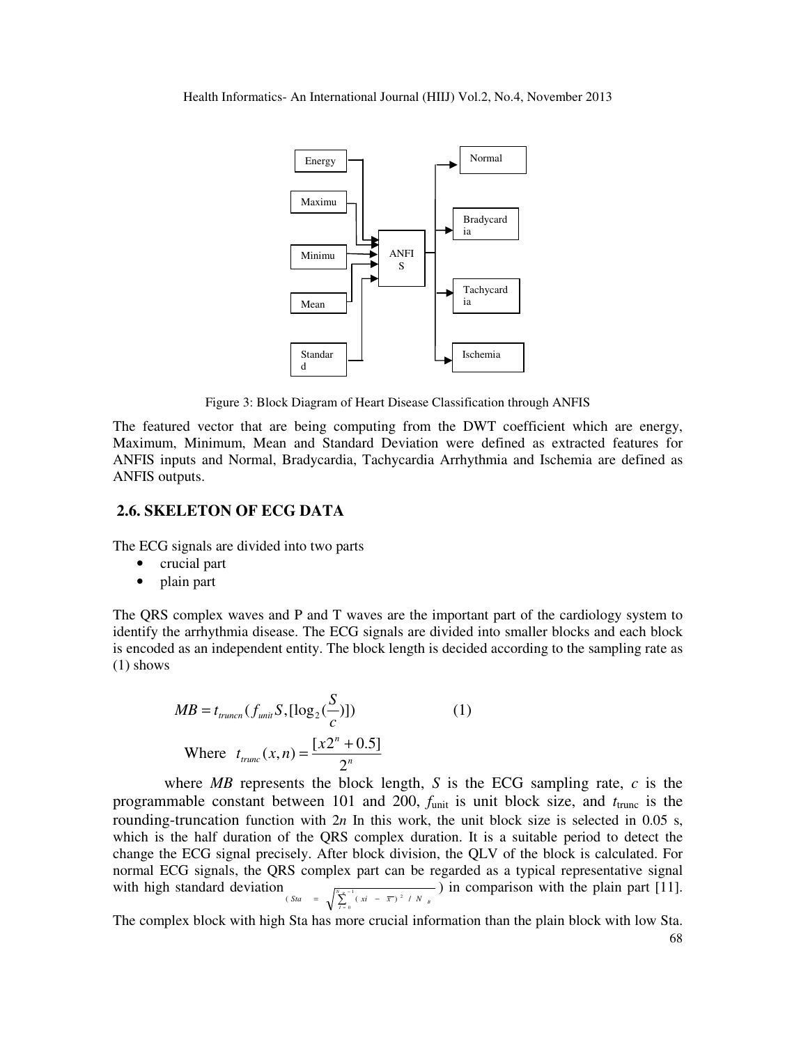Figure 3: Block Diagram of Heart Disease Classification through ANFIS

The featured vector that are being computing from the DWT coefficient which are energy, Maximum, Minimum, Mean and Standard Deviation were defined as extracted features for ANFIS inputs and Normal, Bradycardia, Tachycardia Arrhythmia and Ischemia are defined as ANFIS outputs.

## 2.6. SKELETON OF ECG DATA

The ECG signals are divided into two parts

- crucial part
- plain part

The QRS complex waves and P and T waves are the important part of the cardiology system to identify the arrhythmia disease. The ECG signals are divided into smaller blocks and each block is encoded as an independent entity. The block length is decided according to the sampling rate as (1) shows

$$MB = t_{truncn}(f_{unit}S, [\log_2(\frac{S}{c})]) \qquad (1)$$

$$\text{Where } \; t_{trunc}(x,n) = \frac{[x2^n + 0.5]}{2^n}$$

where *MB* represents the block length, *S* is the ECG sampling rate, *c* is the programmable constant between 101 and 200, $f_{unit}$ is unit block size, and $t_{trunc}$ is the rounding-truncation function with $2n$ In this work, the unit block size is selected in 0.05 s, which is the half duration of the QRS complex duration. It is a suitable period to detect the change the ECG signal precisely. After block division, the QLV of the block is calculated. For normal ECG signals, the QRS complex part can be regarded as a typical representative signal with high standard deviation ( $Sta = \sqrt{\sum_{i=0}^{N_B - 1}(xi - \bar{x})^2 / N_B}$ ) in comparison with the plain part [11]. The complex block with high Sta has more crucial information than the plain block with low Sta.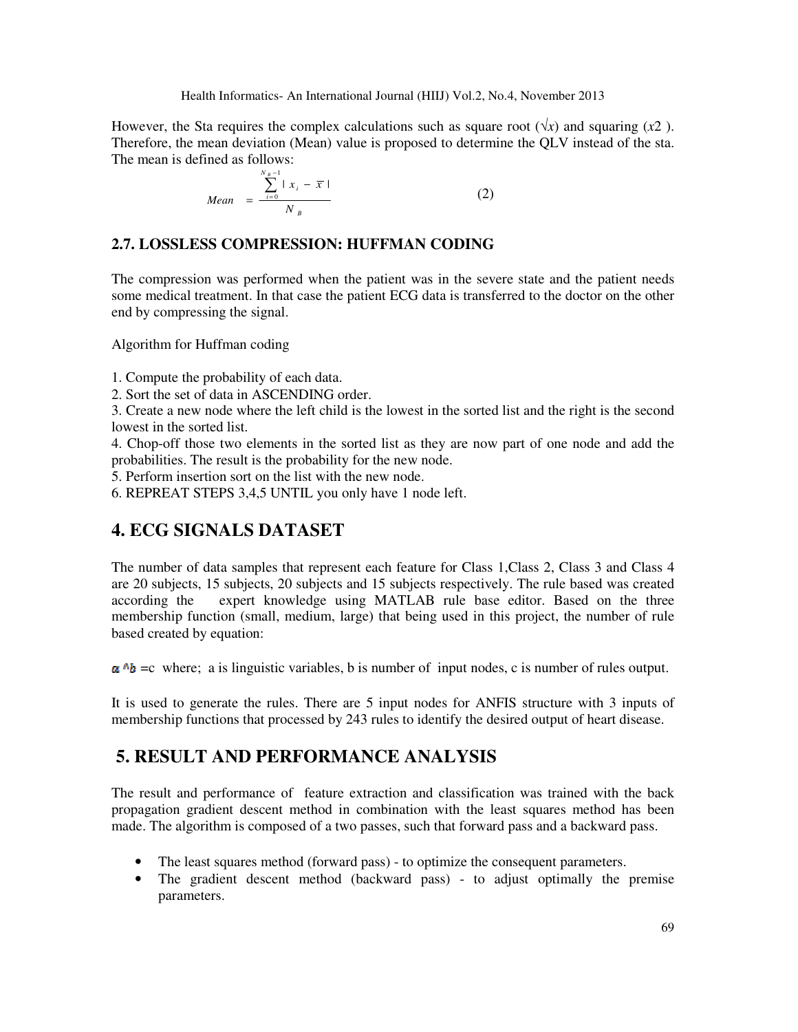However, the Sta requires the complex calculations such as square root (√$x$) and squaring ($x$2 ). Therefore, the mean deviation (Mean) value is proposed to determine the QLV instead of the sta. The mean is defined as follows:

$$Mean = \frac{\sum_{i=0}^{N_B - 1} | x_i - \bar{x} |}{N_B} \quad (2)$$

### 2.7. LOSSLESS COMPRESSION: HUFFMAN CODING

The compression was performed when the patient was in the severe state and the patient needs some medical treatment. In that case the patient ECG data is transferred to the doctor on the other end by compressing the signal.

Algorithm for Huffman coding

1. Compute the probability of each data.
2. Sort the set of data in ASCENDING order.
3. Create a new node where the left child is the lowest in the sorted list and the right is the second lowest in the sorted list.
4. Chop-off those two elements in the sorted list as they are now part of one node and add the probabilities. The result is the probability for the new node.
5. Perform insertion sort on the list with the new node.
6. REPREAT STEPS 3,4,5 UNTIL you only have 1 node left.

## 4. ECG SIGNALS DATASET

The number of data samples that represent each feature for Class 1,Class 2, Class 3 and Class 4 are 20 subjects, 15 subjects, 20 subjects and 15 subjects respectively. The rule based was created according the expert knowledge using MATLAB rule base editor. Based on the three membership function (small, medium, large) that being used in this project, the number of rule based created by equation:

$a$ ^$b$ =c where; a is linguistic variables, b is number of input nodes, c is number of rules output.

It is used to generate the rules. There are 5 input nodes for ANFIS structure with 3 inputs of membership functions that processed by 243 rules to identify the desired output of heart disease.

## 5. RESULT AND PERFORMANCE ANALYSIS

The result and performance of feature extraction and classification was trained with the back propagation gradient descent method in combination with the least squares method has been made. The algorithm is composed of a two passes, such that forward pass and a backward pass.

- The least squares method (forward pass) - to optimize the consequent parameters.
- The gradient descent method (backward pass) - to adjust optimally the premise parameters.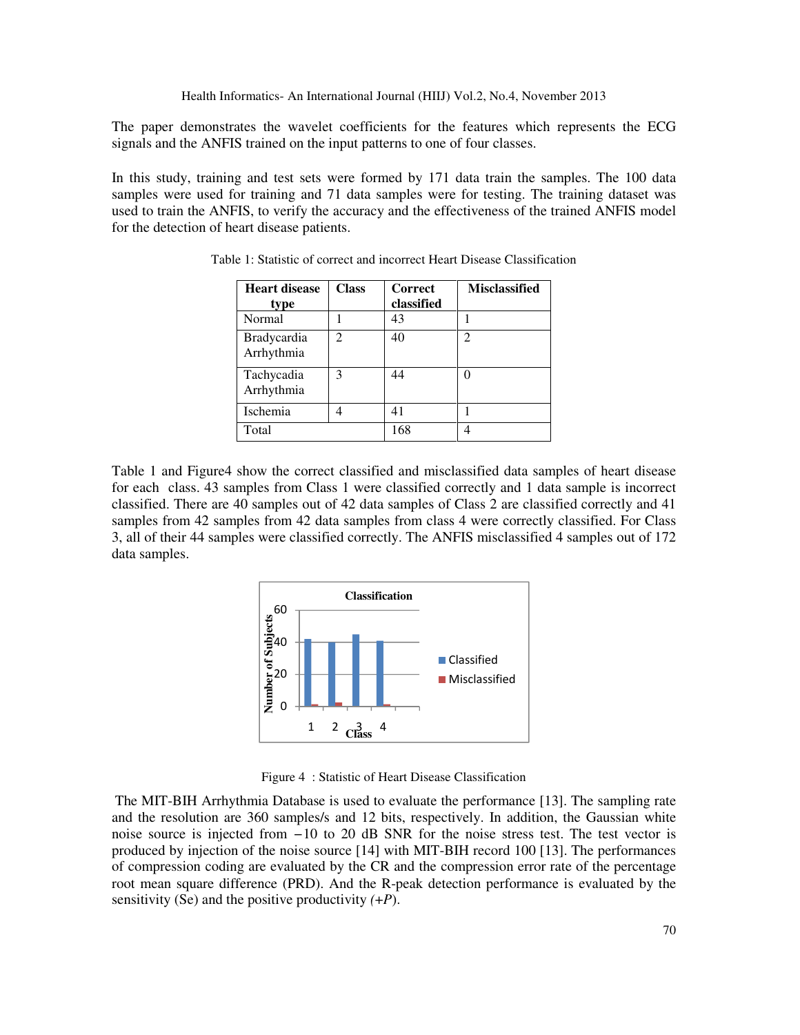The paper demonstrates the wavelet coefficients for the features which represents the ECG signals and the ANFIS trained on the input patterns to one of four classes.

In this study, training and test sets were formed by 171 data train the samples. The 100 data samples were used for training and 71 data samples were for testing. The training dataset was used to train the ANFIS, to verify the accuracy and the effectiveness of the trained ANFIS model for the detection of heart disease patients.

Table 1: Statistic of correct and incorrect Heart Disease Classification

| Heart disease type | Class | Correct classified | Misclassified |
|---|---|---|---|
| Normal | 1 | 43 | 1 |
| Bradycardia Arrhythmia | 2 | 40 | 2 |
| Tachycadia Arrhythmia | 3 | 44 | 0 |
| Ischemia | 4 | 41 | 1 |
| Total | | 168 | 4 |

Table 1 and Figure4 show the correct classified and misclassified data samples of heart disease for each class. 43 samples from Class 1 were classified correctly and 1 data sample is incorrect classified. There are 40 samples out of 42 data samples of Class 2 are classified correctly and 41 samples from 42 samples from 42 data samples from class 4 were correctly classified. For Class 3, all of their 44 samples were classified correctly. The ANFIS misclassified 4 samples out of 172 data samples.

Figure 4 : Statistic of Heart Disease Classification

The MIT-BIH Arrhythmia Database is used to evaluate the performance [13]. The sampling rate and the resolution are 360 samples/s and 12 bits, respectively. In addition, the Gaussian white noise source is injected from −10 to 20 dB SNR for the noise stress test. The test vector is produced by injection of the noise source [14] with MIT-BIH record 100 [13]. The performances of compression coding are evaluated by the CR and the compression error rate of the percentage root mean square difference (PRD). And the R-peak detection performance is evaluated by the sensitivity (Se) and the positive productivity *(+P)*.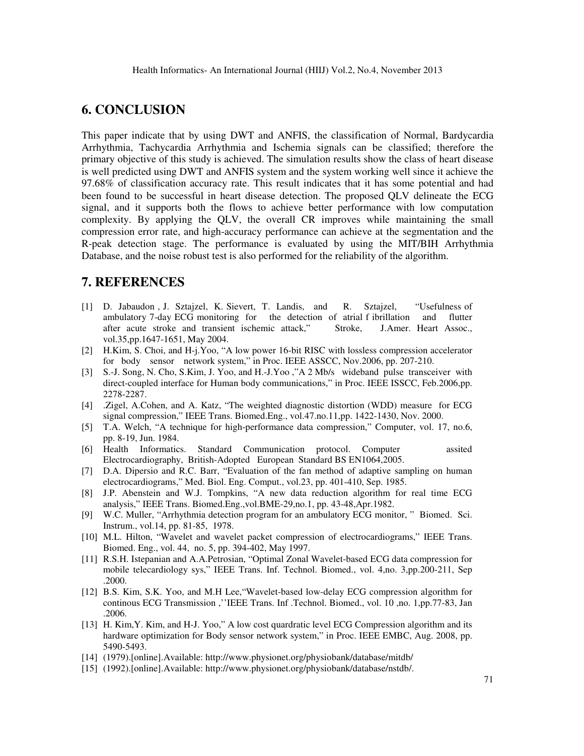## 6. CONCLUSION

This paper indicate that by using DWT and ANFIS, the classification of Normal, Bardycardia Arrhythmia, Tachycardia Arrhythmia and Ischemia signals can be classified; therefore the primary objective of this study is achieved. The simulation results show the class of heart disease is well predicted using DWT and ANFIS system and the system working well since it achieve the 97.68% of classification accuracy rate. This result indicates that it has some potential and had been found to be successful in heart disease detection. The proposed QLV delineate the ECG signal, and it supports both the flows to achieve better performance with low computation complexity. By applying the QLV, the overall CR improves while maintaining the small compression error rate, and high-accuracy performance can achieve at the segmentation and the R-peak detection stage. The performance is evaluated by using the MIT/BIH Arrhythmia Database, and the noise robust test is also performed for the reliability of the algorithm.

## 7. REFERENCES

[1] D. Jabaudon , J. Sztajzel, K. Sievert, T. Landis, and R. Sztajzel, "Usefulness of ambulatory 7-day ECG monitoring for the detection of atrial f ibrillation and flutter after acute stroke and transient ischemic attack," Stroke, J.Amer. Heart Assoc., vol.35,pp.1647-1651, May 2004.

[2] H.Kim, S. Choi, and H-j.Yoo, "A low power 16-bit RISC with lossless compression accelerator for body sensor network system," in Proc. IEEE ASSCC, Nov.2006, pp. 207-210.

[3] S.-J. Song, N. Cho, S.Kim, J. Yoo, and H.-J.Yoo ,"A 2 Mb/s wideband pulse transceiver with direct-coupled interface for Human body communications," in Proc. IEEE ISSCC, Feb.2006,pp. 2278-2287.

[4] .Zigel, A.Cohen, and A. Katz, "The weighted diagnostic distortion (WDD) measure for ECG signal compression," IEEE Trans. Biomed.Eng., vol.47.no.11,pp. 1422-1430, Nov. 2000.

[5] T.A. Welch, "A technique for high-performance data compression," Computer, vol. 17, no.6, pp. 8-19, Jun. 1984.

[6] Health Informatics. Standard Communication protocol. Computer assited Electrocardiography, British-Adopted European Standard BS EN1064,2005.

[7] D.A. Dipersio and R.C. Barr, "Evaluation of the fan method of adaptive sampling on human electrocardiograms," Med. Biol. Eng. Comput., vol.23, pp. 401-410, Sep. 1985.

[8] J.P. Abenstein and W.J. Tompkins, "A new data reduction algorithm for real time ECG analysis," IEEE Trans. Biomed.Eng.,vol.BME-29,no.1, pp. 43-48,Apr.1982.

[9] W.C. Muller, "Arrhythmia detection program for an ambulatory ECG monitor, " Biomed. Sci. Instrum., vol.14, pp. 81-85, 1978.

[10] M.L. Hilton, "Wavelet and wavelet packet compression of electrocardiograms," IEEE Trans. Biomed. Eng., vol. 44, no. 5, pp. 394-402, May 1997.

[11] R.S.H. Istepanian and A.A.Petrosian, "Optimal Zonal Wavelet-based ECG data compression for mobile telecardiology sys," IEEE Trans. Inf. Technol. Biomed., vol. 4,no. 3,pp.200-211, Sep .2000.

[12] B.S. Kim, S.K. Yoo, and M.H Lee,"Wavelet-based low-delay ECG compression algorithm for continous ECG Transmission ,''IEEE Trans. Inf .Technol. Biomed., vol. 10 ,no. 1,pp.77-83, Jan .2006.

[13] H. Kim,Y. Kim, and H-J. Yoo," A low cost quardratic level ECG Compression algorithm and its hardware optimization for Body sensor network system," in Proc. IEEE EMBC, Aug. 2008, pp. 5490-5493.

[14] (1979).[online].Available: http://www.physionet.org/physiobank/database/mitdb/

[15] (1992).[online].Available: http://www.physionet.org/physiobank/database/nstdb/.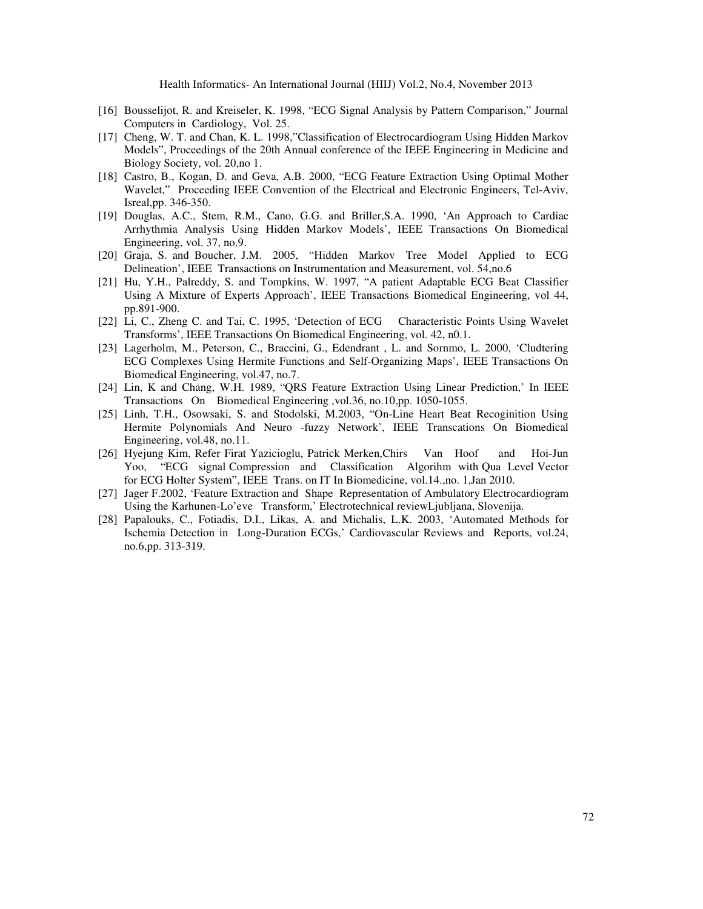[16] Bousselijot, R. and Kreiseler, K. 1998, "ECG Signal Analysis by Pattern Comparison," Journal Computers in Cardiology, Vol. 25.

[17] Cheng, W. T. and Chan, K. L. 1998,"Classification of Electrocardiogram Using Hidden Markov Models", Proceedings of the 20th Annual conference of the IEEE Engineering in Medicine and Biology Society, vol. 20,no 1.

[18] Castro, B., Kogan, D. and Geva, A.B. 2000, "ECG Feature Extraction Using Optimal Mother Wavelet," Proceeding IEEE Convention of the Electrical and Electronic Engineers, Tel-Aviv, Isreal,pp. 346-350.

[19] Douglas, A.C., Stem, R.M., Cano, G.G. and Briller,S.A. 1990, 'An Approach to Cardiac Arrhythmia Analysis Using Hidden Markov Models', IEEE Transactions On Biomedical Engineering, vol. 37, no.9.

[20] Graja, S. and Boucher, J.M. 2005, "Hidden Markov Tree Model Applied to ECG Delineation', IEEE Transactions on Instrumentation and Measurement, vol. 54,no.6

[21] Hu, Y.H., Palreddy, S. and Tompkins, W. 1997, "A patient Adaptable ECG Beat Classifier Using A Mixture of Experts Approach', IEEE Transactions Biomedical Engineering, vol 44, pp.891-900.

[22] Li, C., Zheng C. and Tai, C. 1995, 'Detection of ECG Characteristic Points Using Wavelet Transforms', IEEE Transactions On Biomedical Engineering, vol. 42, n0.1.

[23] Lagerholm, M., Peterson, C., Braccini, G., Edendrant , L. and Sornmo, L. 2000, 'Cludtering ECG Complexes Using Hermite Functions and Self-Organizing Maps', IEEE Transactions On Biomedical Engineering, vol.47, no.7.

[24] Lin, K and Chang, W.H. 1989, "QRS Feature Extraction Using Linear Prediction,' In IEEE Transactions On Biomedical Engineering ,vol.36, no.10,pp. 1050-1055.

[25] Linh, T.H., Osowsaki, S. and Stodolski, M.2003, "On-Line Heart Beat Recoginition Using Hermite Polynomials And Neuro -fuzzy Network', IEEE Transcations On Biomedical Engineering, vol.48, no.11.

[26] Hyejung Kim, Refer Firat Yazicioglu, Patrick Merken,Chirs Van Hoof and Hoi-Jun Yoo, "ECG signal Compression and Classification Algorihm with Qua Level Vector for ECG Holter System", IEEE Trans. on IT In Biomedicine, vol.14.,no. 1,Jan 2010.

[27] Jager F.2002, 'Feature Extraction and Shape Representation of Ambulatory Electrocardiogram Using the Karhunen-Lo'eve Transform,' Electrotechnical reviewLjubljana, Slovenija.

[28] Papalouks, C., Fotiadis, D.I., Likas, A. and Michalis, L.K. 2003, 'Automated Methods for Ischemia Detection in Long-Duration ECGs,' Cardiovascular Reviews and Reports, vol.24, no.6,pp. 313-319.